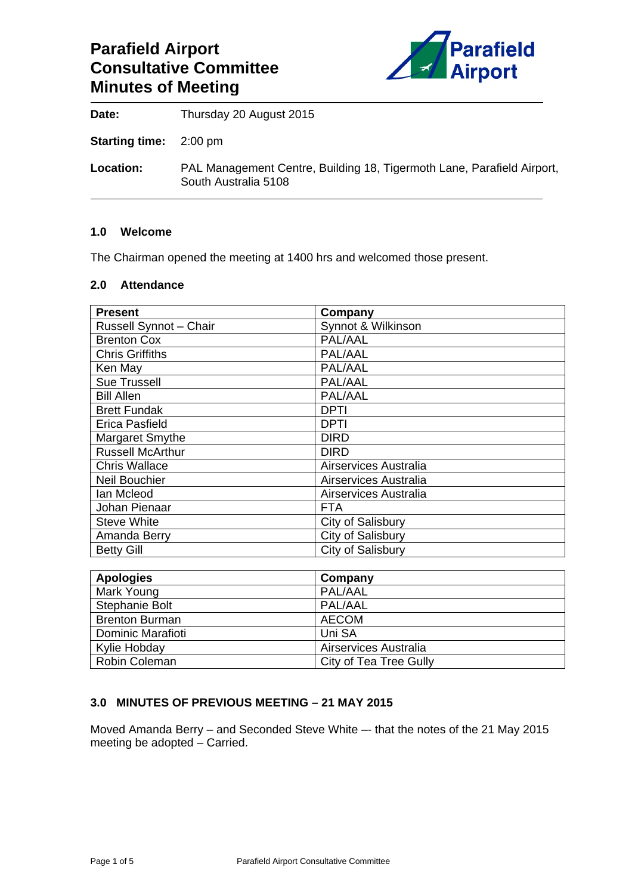# Parafield Airport Consultative Committee Minutes of Meeting

**Date:** Thursday 20 August 2015

**Starting time:** 2:00 pm

**Location:** PAL Management Centre, Building 18, Tigermoth Lane, Parafield Airport, South Australia 5108

### 1.0 Welcome

The Chairman opened the meeting at 1400 hrs and welcomed those present.

### 2.0 Attendance

| Present | Company |
|---|---|
| Russell Synnot – Chair | Synnot & Wilkinson |
| Brenton Cox | PAL/AAL |
| Chris Griffiths | PAL/AAL |
| Ken May | PAL/AAL |
| Sue Trussell | PAL/AAL |
| Bill Allen | PAL/AAL |
| Brett Fundak | DPTI |
| Erica Pasfield | DPTI |
| Margaret Smythe | DIRD |
| Russell McArthur | DIRD |
| Chris Wallace | Airservices Australia |
| Neil Bouchier | Airservices Australia |
| Ian Mcleod | Airservices Australia |
| Johan Pienaar | FTA |
| Steve White | City of Salisbury |
| Amanda Berry | City of Salisbury |
| Betty Gill | City of Salisbury |

| Apologies | Company |
|---|---|
| Mark Young | PAL/AAL |
| Stephanie Bolt | PAL/AAL |
| Brenton Burman | AECOM |
| Dominic Marafioti | Uni SA |
| Kylie Hobday | Airservices Australia |
| Robin Coleman | City of Tea Tree Gully |

### 3.0 MINUTES OF PREVIOUS MEETING – 21 MAY 2015

Moved Amanda Berry – and Seconded Steve White –- that the notes of the 21 May 2015 meeting be adopted – Carried.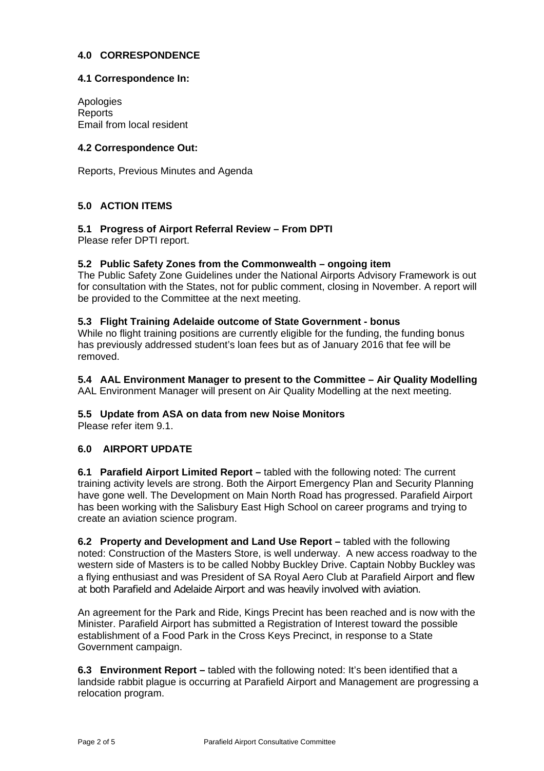## 4.0 CORRESPONDENCE

### 4.1 Correspondence In:

Apologies
Reports
Email from local resident

### 4.2 Correspondence Out:

Reports, Previous Minutes and Agenda

## 5.0 ACTION ITEMS

### 5.1 Progress of Airport Referral Review – From DPTI

Please refer DPTI report.

### 5.2 Public Safety Zones from the Commonwealth – ongoing item

The Public Safety Zone Guidelines under the National Airports Advisory Framework is out for consultation with the States, not for public comment, closing in November. A report will be provided to the Committee at the next meeting.

### 5.3 Flight Training Adelaide outcome of State Government - bonus

While no flight training positions are currently eligible for the funding, the funding bonus has previously addressed student's loan fees but as of January 2016 that fee will be removed.

### 5.4 AAL Environment Manager to present to the Committee – Air Quality Modelling

AAL Environment Manager will present on Air Quality Modelling at the next meeting.

### 5.5 Update from ASA on data from new Noise Monitors

Please refer item 9.1.

## 6.0 AIRPORT UPDATE

**6.1 Parafield Airport Limited Report –** tabled with the following noted: The current training activity levels are strong. Both the Airport Emergency Plan and Security Planning have gone well. The Development on Main North Road has progressed. Parafield Airport has been working with the Salisbury East High School on career programs and trying to create an aviation science program.

**6.2 Property and Development and Land Use Report –** tabled with the following noted: Construction of the Masters Store, is well underway. A new access roadway to the western side of Masters is to be called Nobby Buckley Drive. Captain Nobby Buckley was a flying enthusiast and was President of SA Royal Aero Club at Parafield Airport and flew at both Parafield and Adelaide Airport and was heavily involved with aviation.

An agreement for the Park and Ride, Kings Precint has been reached and is now with the Minister. Parafield Airport has submitted a Registration of Interest toward the possible establishment of a Food Park in the Cross Keys Precinct, in response to a State Government campaign.

**6.3 Environment Report –** tabled with the following noted: It's been identified that a landside rabbit plague is occurring at Parafield Airport and Management are progressing a relocation program.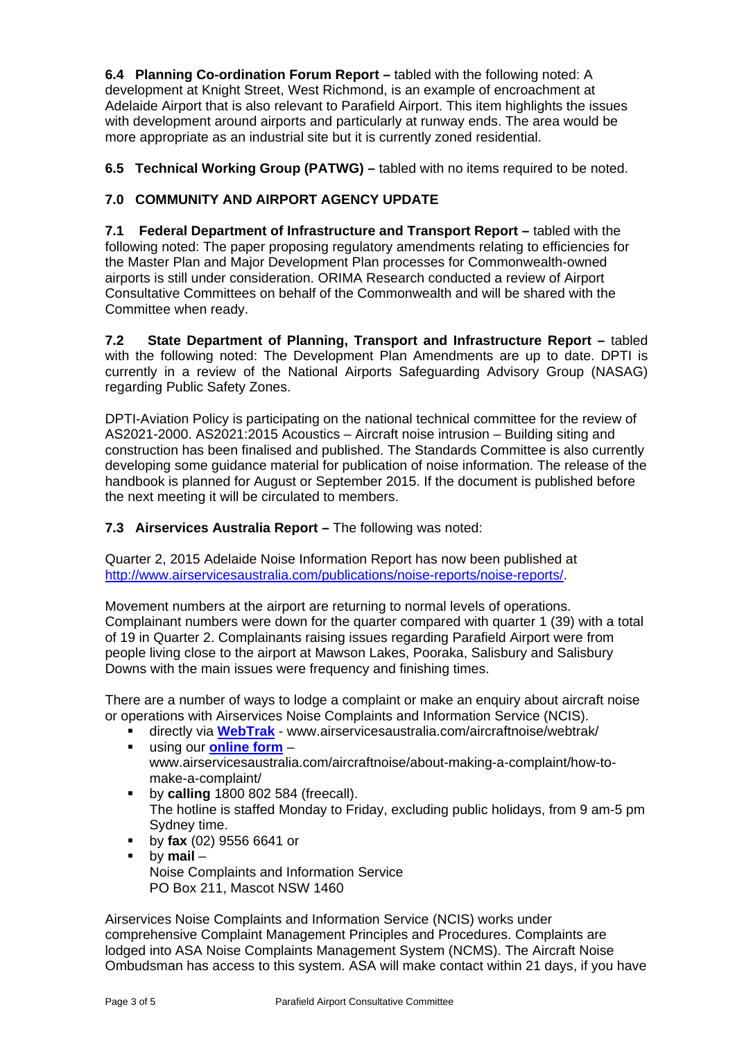**6.4 Planning Co-ordination Forum Report –** tabled with the following noted: A development at Knight Street, West Richmond, is an example of encroachment at Adelaide Airport that is also relevant to Parafield Airport. This item highlights the issues with development around airports and particularly at runway ends. The area would be more appropriate as an industrial site but it is currently zoned residential.

**6.5 Technical Working Group (PATWG) –** tabled with no items required to be noted.

## 7.0 COMMUNITY AND AIRPORT AGENCY UPDATE

**7.1 Federal Department of Infrastructure and Transport Report –** tabled with the following noted: The paper proposing regulatory amendments relating to efficiencies for the Master Plan and Major Development Plan processes for Commonwealth-owned airports is still under consideration. ORIMA Research conducted a review of Airport Consultative Committees on behalf of the Commonwealth and will be shared with the Committee when ready.

**7.2 State Department of Planning, Transport and Infrastructure Report –** tabled with the following noted: The Development Plan Amendments are up to date. DPTI is currently in a review of the National Airports Safeguarding Advisory Group (NASAG) regarding Public Safety Zones.

DPTI-Aviation Policy is participating on the national technical committee for the review of AS2021-2000. AS2021:2015 Acoustics – Aircraft noise intrusion – Building siting and construction has been finalised and published. The Standards Committee is also currently developing some guidance material for publication of noise information. The release of the handbook is planned for August or September 2015. If the document is published before the next meeting it will be circulated to members.

**7.3 Airservices Australia Report –** The following was noted:

Quarter 2, 2015 Adelaide Noise Information Report has now been published at http://www.airservicesaustralia.com/publications/noise-reports/noise-reports/.

Movement numbers at the airport are returning to normal levels of operations. Complainant numbers were down for the quarter compared with quarter 1 (39) with a total of 19 in Quarter 2. Complainants raising issues regarding Parafield Airport were from people living close to the airport at Mawson Lakes, Pooraka, Salisbury and Salisbury Downs with the main issues were frequency and finishing times.

There are a number of ways to lodge a complaint or make an enquiry about aircraft noise or operations with Airservices Noise Complaints and Information Service (NCIS).

- directly via **WebTrak** - www.airservicesaustralia.com/aircraftnoise/webtrak/
- using our **online form** – www.airservicesaustralia.com/aircraftnoise/about-making-a-complaint/how-to-make-a-complaint/
- by **calling** 1800 802 584 (freecall). The hotline is staffed Monday to Friday, excluding public holidays, from 9 am-5 pm Sydney time.
- by **fax** (02) 9556 6641 or
- by **mail** – Noise Complaints and Information Service PO Box 211, Mascot NSW 1460

Airservices Noise Complaints and Information Service (NCIS) works under comprehensive Complaint Management Principles and Procedures. Complaints are lodged into ASA Noise Complaints Management System (NCMS). The Aircraft Noise Ombudsman has access to this system. ASA will make contact within 21 days, if you have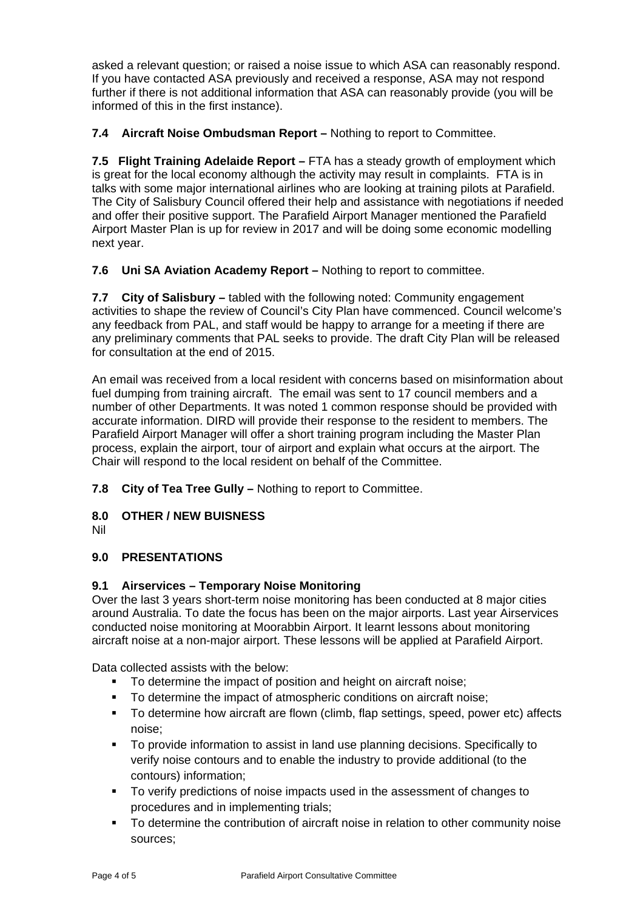asked a relevant question; or raised a noise issue to which ASA can reasonably respond. If you have contacted ASA previously and received a response, ASA may not respond further if there is not additional information that ASA can reasonably provide (you will be informed of this in the first instance).

**7.4 Aircraft Noise Ombudsman Report –** Nothing to report to Committee.

**7.5 Flight Training Adelaide Report –** FTA has a steady growth of employment which is great for the local economy although the activity may result in complaints. FTA is in talks with some major international airlines who are looking at training pilots at Parafield. The City of Salisbury Council offered their help and assistance with negotiations if needed and offer their positive support. The Parafield Airport Manager mentioned the Parafield Airport Master Plan is up for review in 2017 and will be doing some economic modelling next year.

**7.6 Uni SA Aviation Academy Report –** Nothing to report to committee.

**7.7 City of Salisbury –** tabled with the following noted: Community engagement activities to shape the review of Council's City Plan have commenced. Council welcome's any feedback from PAL, and staff would be happy to arrange for a meeting if there are any preliminary comments that PAL seeks to provide. The draft City Plan will be released for consultation at the end of 2015.

An email was received from a local resident with concerns based on misinformation about fuel dumping from training aircraft. The email was sent to 17 council members and a number of other Departments. It was noted 1 common response should be provided with accurate information. DIRD will provide their response to the resident to members. The Parafield Airport Manager will offer a short training program including the Master Plan process, explain the airport, tour of airport and explain what occurs at the airport. The Chair will respond to the local resident on behalf of the Committee.

**7.8 City of Tea Tree Gully –** Nothing to report to Committee.

## 8.0 OTHER / NEW BUISNESS

Nil

## 9.0 PRESENTATIONS

### 9.1 Airservices – Temporary Noise Monitoring

Over the last 3 years short-term noise monitoring has been conducted at 8 major cities around Australia. To date the focus has been on the major airports. Last year Airservices conducted noise monitoring at Moorabbin Airport. It learnt lessons about monitoring aircraft noise at a non-major airport. These lessons will be applied at Parafield Airport.

Data collected assists with the below:

- To determine the impact of position and height on aircraft noise;
- To determine the impact of atmospheric conditions on aircraft noise;
- To determine how aircraft are flown (climb, flap settings, speed, power etc) affects noise;
- To provide information to assist in land use planning decisions. Specifically to verify noise contours and to enable the industry to provide additional (to the contours) information;
- To verify predictions of noise impacts used in the assessment of changes to procedures and in implementing trials;
- To determine the contribution of aircraft noise in relation to other community noise sources;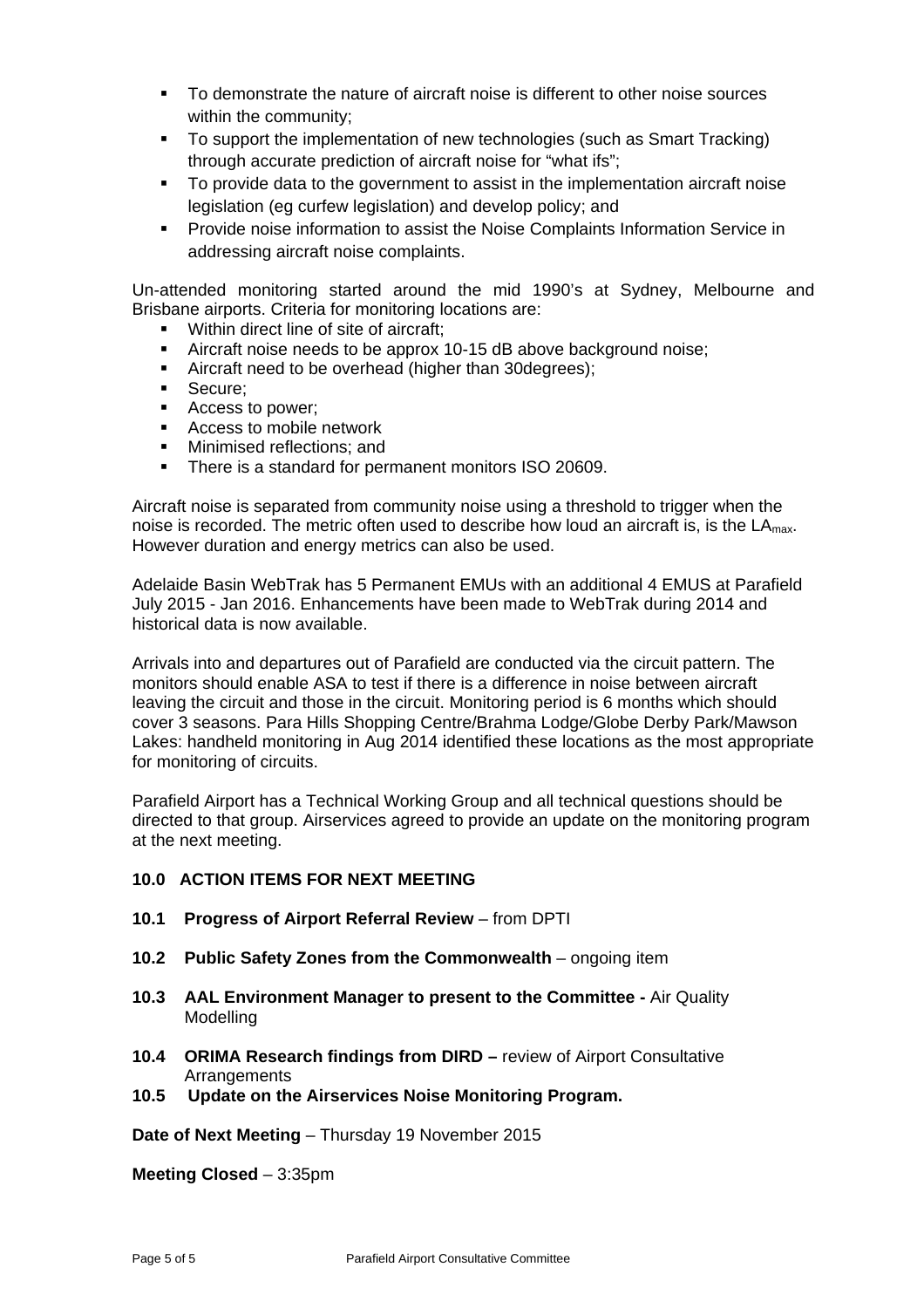- To demonstrate the nature of aircraft noise is different to other noise sources within the community;
- To support the implementation of new technologies (such as Smart Tracking) through accurate prediction of aircraft noise for "what ifs";
- To provide data to the government to assist in the implementation aircraft noise legislation (eg curfew legislation) and develop policy; and
- Provide noise information to assist the Noise Complaints Information Service in addressing aircraft noise complaints.

Un-attended monitoring started around the mid 1990's at Sydney, Melbourne and Brisbane airports. Criteria for monitoring locations are:

- Within direct line of site of aircraft;
- Aircraft noise needs to be approx 10-15 dB above background noise;
- Aircraft need to be overhead (higher than 30degrees);
- Secure;
- Access to power;
- Access to mobile network
- Minimised reflections; and
- There is a standard for permanent monitors ISO 20609.

Aircraft noise is separated from community noise using a threshold to trigger when the noise is recorded. The metric often used to describe how loud an aircraft is, is the $LA_{max}$. However duration and energy metrics can also be used.

Adelaide Basin WebTrak has 5 Permanent EMUs with an additional 4 EMUS at Parafield July 2015 - Jan 2016. Enhancements have been made to WebTrak during 2014 and historical data is now available.

Arrivals into and departures out of Parafield are conducted via the circuit pattern. The monitors should enable ASA to test if there is a difference in noise between aircraft leaving the circuit and those in the circuit. Monitoring period is 6 months which should cover 3 seasons. Para Hills Shopping Centre/Brahma Lodge/Globe Derby Park/Mawson Lakes: handheld monitoring in Aug 2014 identified these locations as the most appropriate for monitoring of circuits.

Parafield Airport has a Technical Working Group and all technical questions should be directed to that group. Airservices agreed to provide an update on the monitoring program at the next meeting.

## 10.0 ACTION ITEMS FOR NEXT MEETING

**10.1 Progress of Airport Referral Review** – from DPTI

**10.2 Public Safety Zones from the Commonwealth** – ongoing item

**10.3 AAL Environment Manager to present to the Committee -** Air Quality Modelling

**10.4 ORIMA Research findings from DIRD –** review of Airport Consultative Arrangements

**10.5 Update on the Airservices Noise Monitoring Program.**

**Date of Next Meeting** – Thursday 19 November 2015

**Meeting Closed** – 3:35pm